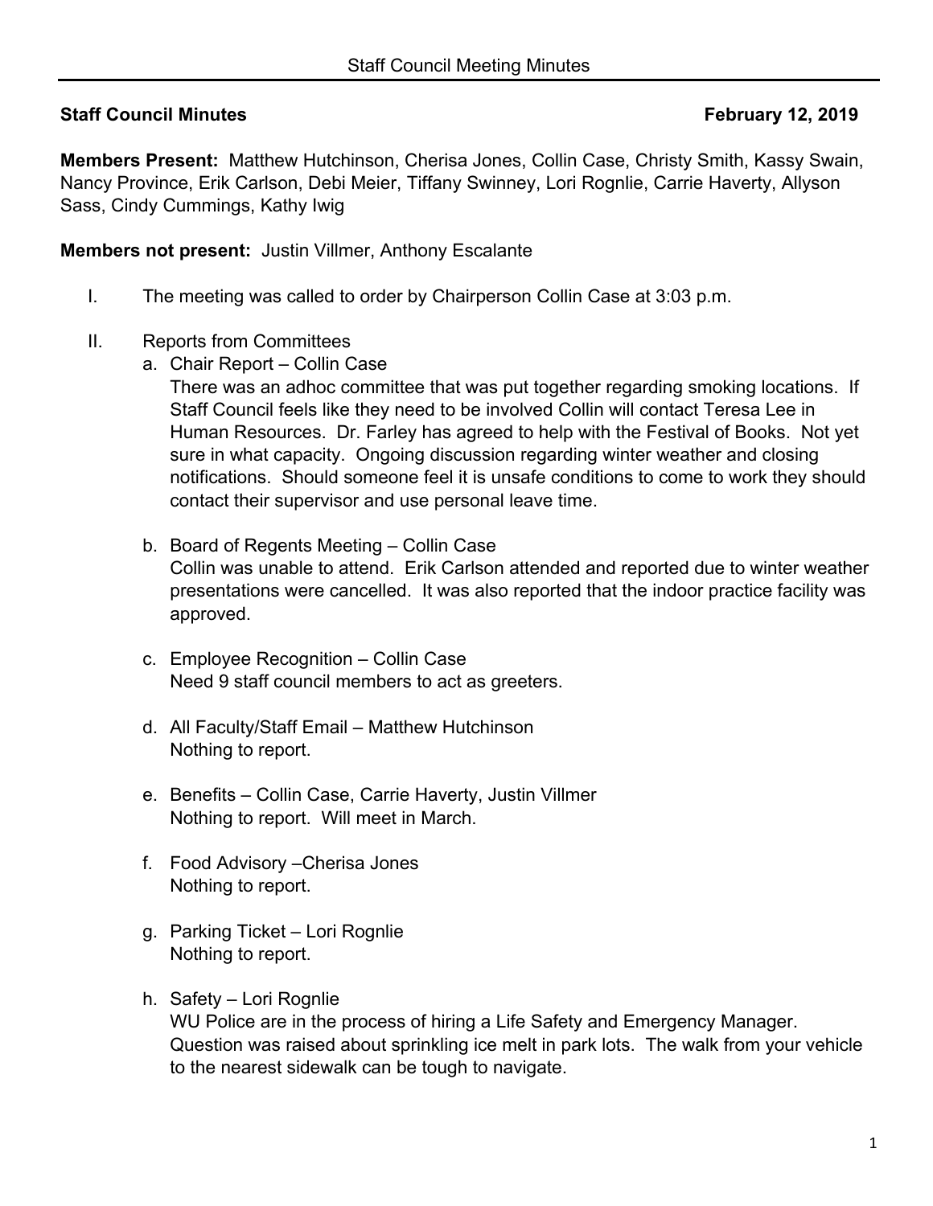**Staff Council Minutes** **February 12, 2019**

**Members Present:** Matthew Hutchinson, Cherisa Jones, Collin Case, Christy Smith, Kassy Swain, Nancy Province, Erik Carlson, Debi Meier, Tiffany Swinney, Lori Rognlie, Carrie Haverty, Allyson Sass, Cindy Cummings, Kathy Iwig

**Members not present:** Justin Villmer, Anthony Escalante

I. The meeting was called to order by Chairperson Collin Case at 3:03 p.m.

II. Reports from Committees

   a. Chair Report – Collin Case
   There was an adhoc committee that was put together regarding smoking locations. If Staff Council feels like they need to be involved Collin will contact Teresa Lee in Human Resources. Dr. Farley has agreed to help with the Festival of Books. Not yet sure in what capacity. Ongoing discussion regarding winter weather and closing notifications. Should someone feel it is unsafe conditions to come to work they should contact their supervisor and use personal leave time.

   b. Board of Regents Meeting – Collin Case
   Collin was unable to attend. Erik Carlson attended and reported due to winter weather presentations were cancelled. It was also reported that the indoor practice facility was approved.

   c. Employee Recognition – Collin Case
   Need 9 staff council members to act as greeters.

   d. All Faculty/Staff Email – Matthew Hutchinson
   Nothing to report.

   e. Benefits – Collin Case, Carrie Haverty, Justin Villmer
   Nothing to report. Will meet in March.

   f. Food Advisory –Cherisa Jones
   Nothing to report.

   g. Parking Ticket – Lori Rognlie
   Nothing to report.

   h. Safety – Lori Rognlie
   WU Police are in the process of hiring a Life Safety and Emergency Manager. Question was raised about sprinkling ice melt in park lots. The walk from your vehicle to the nearest sidewalk can be tough to navigate.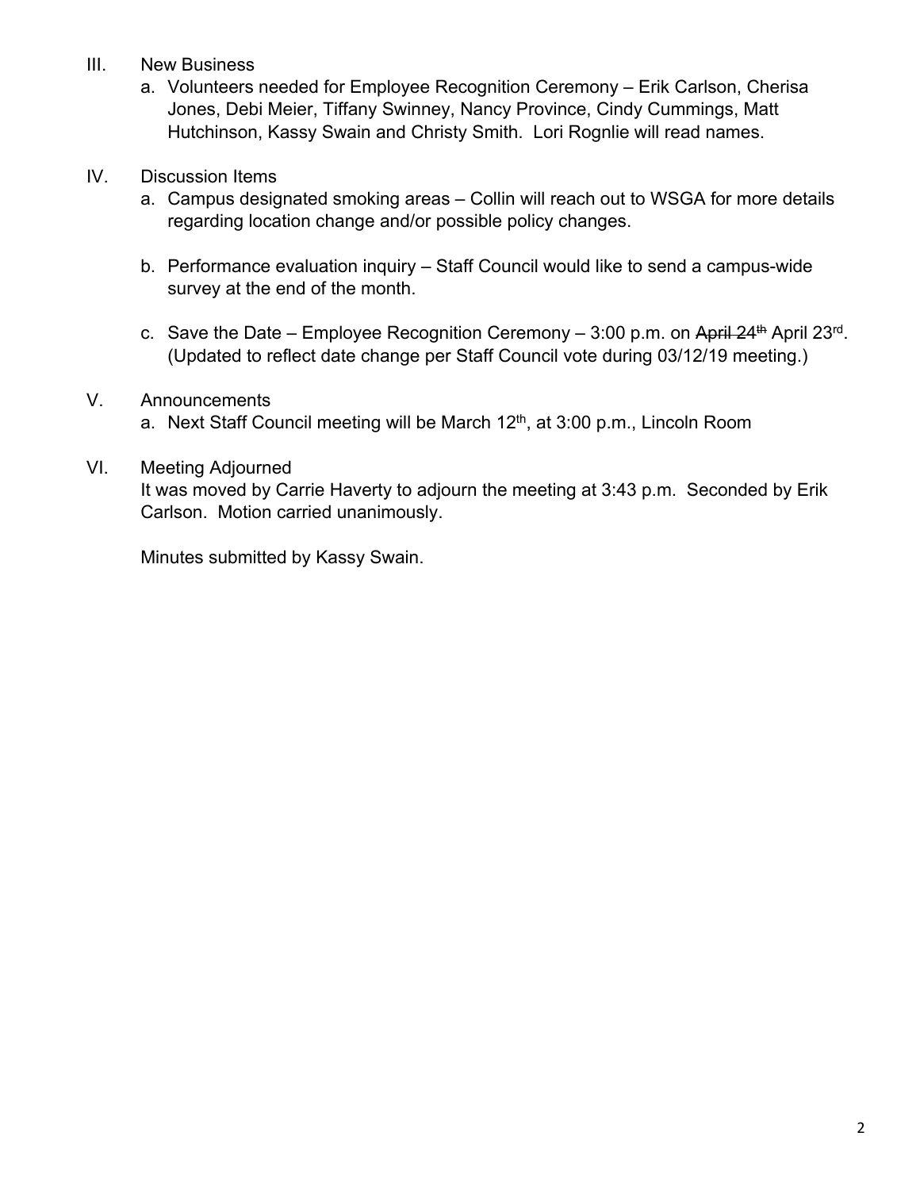III. New Business

a. Volunteers needed for Employee Recognition Ceremony – Erik Carlson, Cherisa Jones, Debi Meier, Tiffany Swinney, Nancy Province, Cindy Cummings, Matt Hutchinson, Kassy Swain and Christy Smith. Lori Rognlie will read names.

IV. Discussion Items

a. Campus designated smoking areas – Collin will reach out to WSGA for more details regarding location change and/or possible policy changes.

b. Performance evaluation inquiry – Staff Council would like to send a campus-wide survey at the end of the month.

c. Save the Date – Employee Recognition Ceremony – 3:00 p.m. on ~~April 24th~~ April 23rd. (Updated to reflect date change per Staff Council vote during 03/12/19 meeting.)

V. Announcements

a. Next Staff Council meeting will be March 12th, at 3:00 p.m., Lincoln Room

VI. Meeting Adjourned

It was moved by Carrie Haverty to adjourn the meeting at 3:43 p.m. Seconded by Erik Carlson. Motion carried unanimously.

Minutes submitted by Kassy Swain.